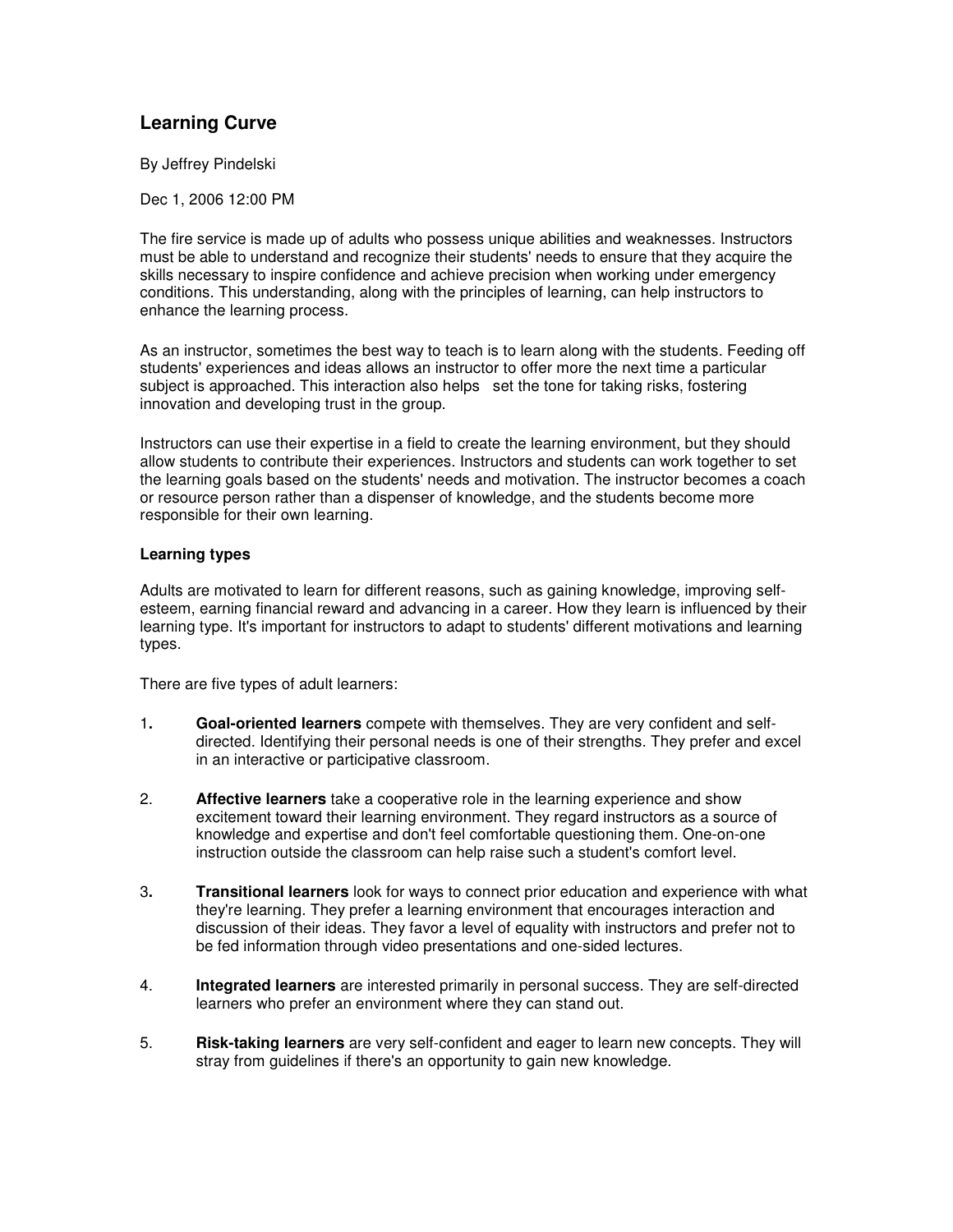# Learning Curve

By Jeffrey Pindelski

Dec 1, 2006 12:00 PM

The fire service is made up of adults who possess unique abilities and weaknesses. Instructors must be able to understand and recognize their students' needs to ensure that they acquire the skills necessary to inspire confidence and achieve precision when working under emergency conditions. This understanding, along with the principles of learning, can help instructors to enhance the learning process.

As an instructor, sometimes the best way to teach is to learn along with the students. Feeding off students' experiences and ideas allows an instructor to offer more the next time a particular subject is approached. This interaction also helps set the tone for taking risks, fostering innovation and developing trust in the group.

Instructors can use their expertise in a field to create the learning environment, but they should allow students to contribute their experiences. Instructors and students can work together to set the learning goals based on the students' needs and motivation. The instructor becomes a coach or resource person rather than a dispenser of knowledge, and the students become more responsible for their own learning.

### Learning types

Adults are motivated to learn for different reasons, such as gaining knowledge, improving self-esteem, earning financial reward and advancing in a career. How they learn is influenced by their learning type. It's important for instructors to adapt to students' different motivations and learning types.

There are five types of adult learners:

1. **Goal-oriented learners** compete with themselves. They are very confident and self-directed. Identifying their personal needs is one of their strengths. They prefer and excel in an interactive or participative classroom.

2. **Affective learners** take a cooperative role in the learning experience and show excitement toward their learning environment. They regard instructors as a source of knowledge and expertise and don't feel comfortable questioning them. One-on-one instruction outside the classroom can help raise such a student's comfort level.

3. **Transitional learners** look for ways to connect prior education and experience with what they're learning. They prefer a learning environment that encourages interaction and discussion of their ideas. They favor a level of equality with instructors and prefer not to be fed information through video presentations and one-sided lectures.

4. **Integrated learners** are interested primarily in personal success. They are self-directed learners who prefer an environment where they can stand out.

5. **Risk-taking learners** are very self-confident and eager to learn new concepts. They will stray from guidelines if there's an opportunity to gain new knowledge.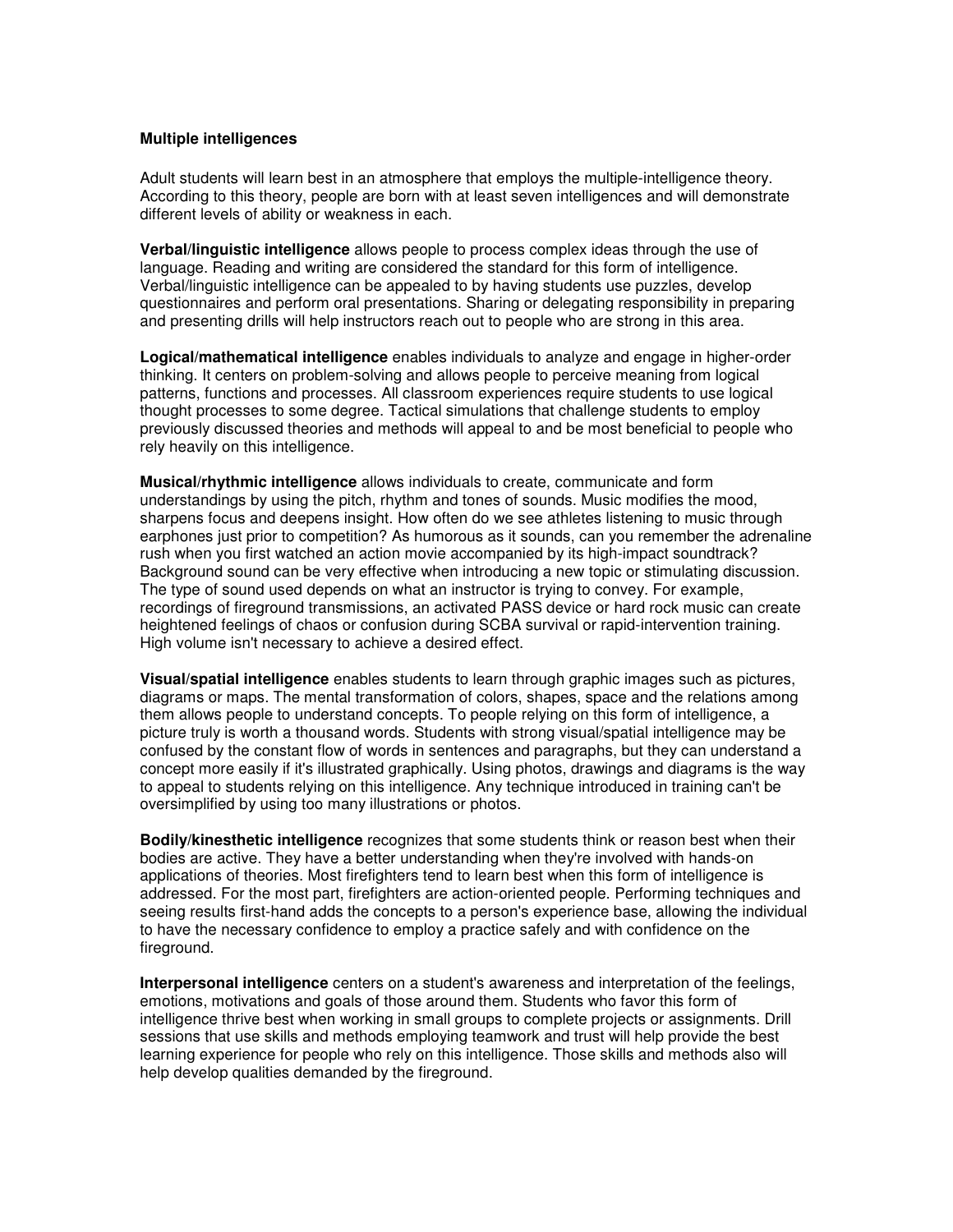**Multiple intelligences**

Adult students will learn best in an atmosphere that employs the multiple-intelligence theory. According to this theory, people are born with at least seven intelligences and will demonstrate different levels of ability or weakness in each.

**Verbal/linguistic intelligence** allows people to process complex ideas through the use of language. Reading and writing are considered the standard for this form of intelligence. Verbal/linguistic intelligence can be appealed to by having students use puzzles, develop questionnaires and perform oral presentations. Sharing or delegating responsibility in preparing and presenting drills will help instructors reach out to people who are strong in this area.

**Logical/mathematical intelligence** enables individuals to analyze and engage in higher-order thinking. It centers on problem-solving and allows people to perceive meaning from logical patterns, functions and processes. All classroom experiences require students to use logical thought processes to some degree. Tactical simulations that challenge students to employ previously discussed theories and methods will appeal to and be most beneficial to people who rely heavily on this intelligence.

**Musical/rhythmic intelligence** allows individuals to create, communicate and form understandings by using the pitch, rhythm and tones of sounds. Music modifies the mood, sharpens focus and deepens insight. How often do we see athletes listening to music through earphones just prior to competition? As humorous as it sounds, can you remember the adrenaline rush when you first watched an action movie accompanied by its high-impact soundtrack? Background sound can be very effective when introducing a new topic or stimulating discussion. The type of sound used depends on what an instructor is trying to convey. For example, recordings of fireground transmissions, an activated PASS device or hard rock music can create heightened feelings of chaos or confusion during SCBA survival or rapid-intervention training. High volume isn't necessary to achieve a desired effect.

**Visual/spatial intelligence** enables students to learn through graphic images such as pictures, diagrams or maps. The mental transformation of colors, shapes, space and the relations among them allows people to understand concepts. To people relying on this form of intelligence, a picture truly is worth a thousand words. Students with strong visual/spatial intelligence may be confused by the constant flow of words in sentences and paragraphs, but they can understand a concept more easily if it's illustrated graphically. Using photos, drawings and diagrams is the way to appeal to students relying on this intelligence. Any technique introduced in training can't be oversimplified by using too many illustrations or photos.

**Bodily/kinesthetic intelligence** recognizes that some students think or reason best when their bodies are active. They have a better understanding when they're involved with hands-on applications of theories. Most firefighters tend to learn best when this form of intelligence is addressed. For the most part, firefighters are action-oriented people. Performing techniques and seeing results first-hand adds the concepts to a person's experience base, allowing the individual to have the necessary confidence to employ a practice safely and with confidence on the fireground.

**Interpersonal intelligence** centers on a student's awareness and interpretation of the feelings, emotions, motivations and goals of those around them. Students who favor this form of intelligence thrive best when working in small groups to complete projects or assignments. Drill sessions that use skills and methods employing teamwork and trust will help provide the best learning experience for people who rely on this intelligence. Those skills and methods also will help develop qualities demanded by the fireground.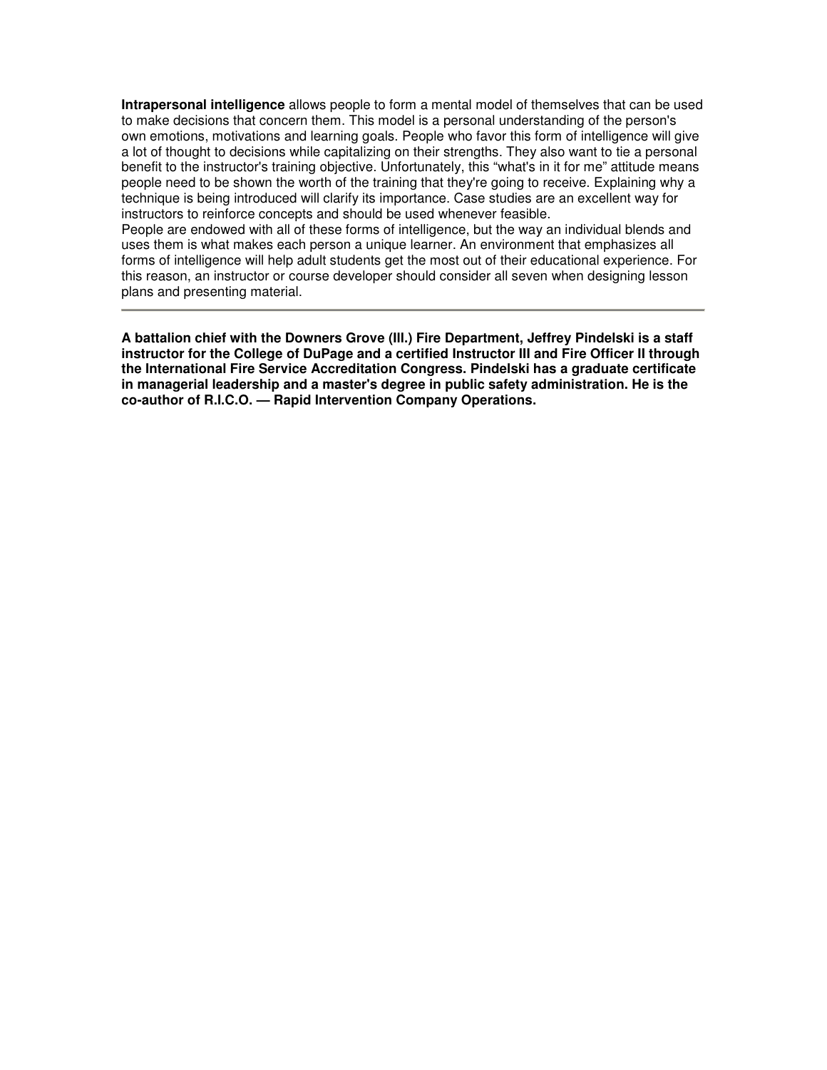**Intrapersonal intelligence** allows people to form a mental model of themselves that can be used to make decisions that concern them. This model is a personal understanding of the person's own emotions, motivations and learning goals. People who favor this form of intelligence will give a lot of thought to decisions while capitalizing on their strengths. They also want to tie a personal benefit to the instructor's training objective. Unfortunately, this "what's in it for me" attitude means people need to be shown the worth of the training that they're going to receive. Explaining why a technique is being introduced will clarify its importance. Case studies are an excellent way for instructors to reinforce concepts and should be used whenever feasible.

People are endowed with all of these forms of intelligence, but the way an individual blends and uses them is what makes each person a unique learner. An environment that emphasizes all forms of intelligence will help adult students get the most out of their educational experience. For this reason, an instructor or course developer should consider all seven when designing lesson plans and presenting material.

---

**A battalion chief with the Downers Grove (Ill.) Fire Department, Jeffrey Pindelski is a staff instructor for the College of DuPage and a certified Instructor III and Fire Officer II through the International Fire Service Accreditation Congress. Pindelski has a graduate certificate in managerial leadership and a master's degree in public safety administration. He is the co-author of R.I.C.O. — Rapid Intervention Company Operations.**